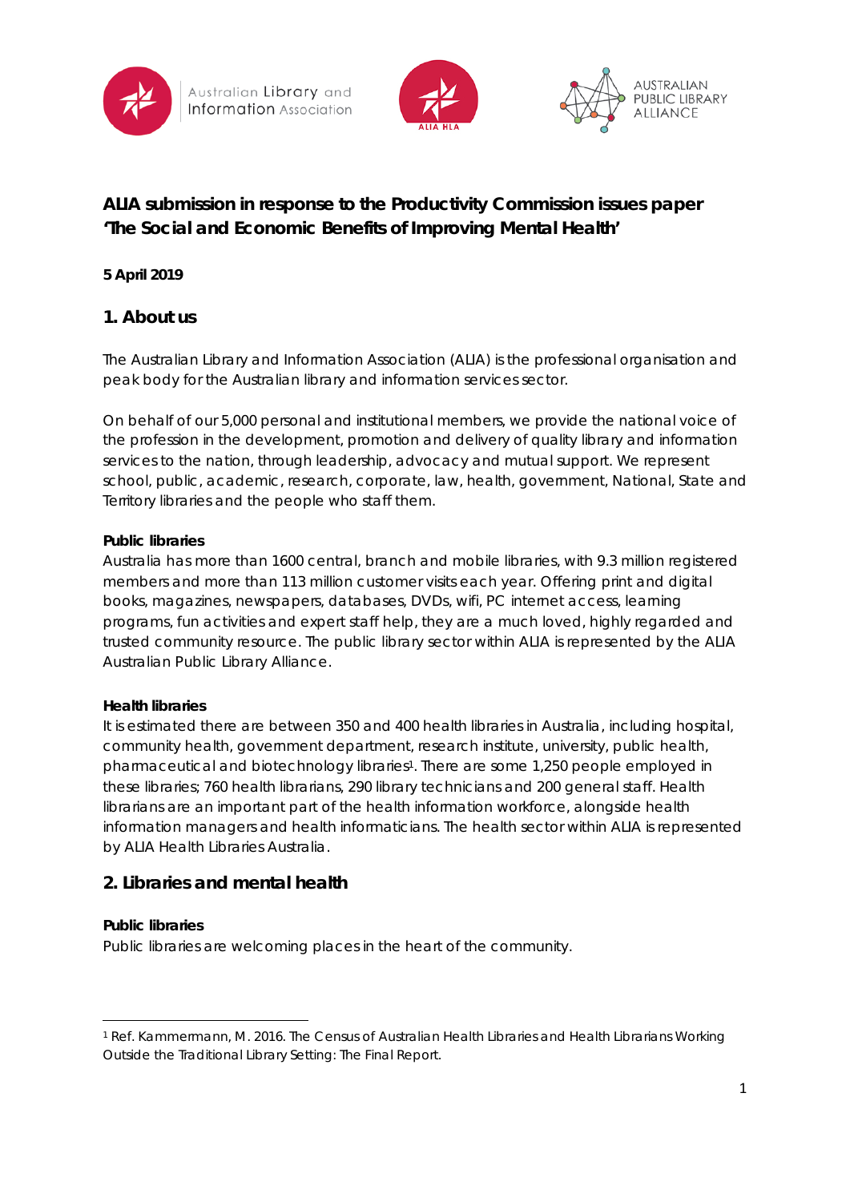# ALIA submission in response to the Productivity Commission issues paper 'The Social and Economic Benefits of Improving Mental Health'

**5 April 2019**

## 1. About us

The Australian Library and Information Association (ALIA) is the professional organisation and peak body for the Australian library and information services sector.

On behalf of our 5,000 personal and institutional members, we provide the national voice of the profession in the development, promotion and delivery of quality library and information services to the nation, through leadership, advocacy and mutual support. We represent school, public, academic, research, corporate, law, health, government, National, State and Territory libraries and the people who staff them.

**Public libraries**
Australia has more than 1600 central, branch and mobile libraries, with 9.3 million registered members and more than 113 million customer visits each year. Offering print and digital books, magazines, newspapers, databases, DVDs, wifi, PC internet access, learning programs, fun activities and expert staff help, they are a much loved, highly regarded and trusted community resource. The public library sector within ALIA is represented by the ALIA Australian Public Library Alliance.

**Health libraries**
It is estimated there are between 350 and 400 health libraries in Australia, including hospital, community health, government department, research institute, university, public health, pharmaceutical and biotechnology libraries[1]. There are some 1,250 people employed in these libraries; 760 health librarians, 290 library technicians and 200 general staff. Health librarians are an important part of the health information workforce, alongside health information managers and health informaticians. The health sector within ALIA is represented by ALIA Health Libraries Australia.

## 2. Libraries and mental health

**Public libraries**
Public libraries are welcoming places in the heart of the community.

[1] Ref. Kammermann, M. 2016. The Census of Australian Health Libraries and Health Librarians Working Outside the Traditional Library Setting: The Final Report.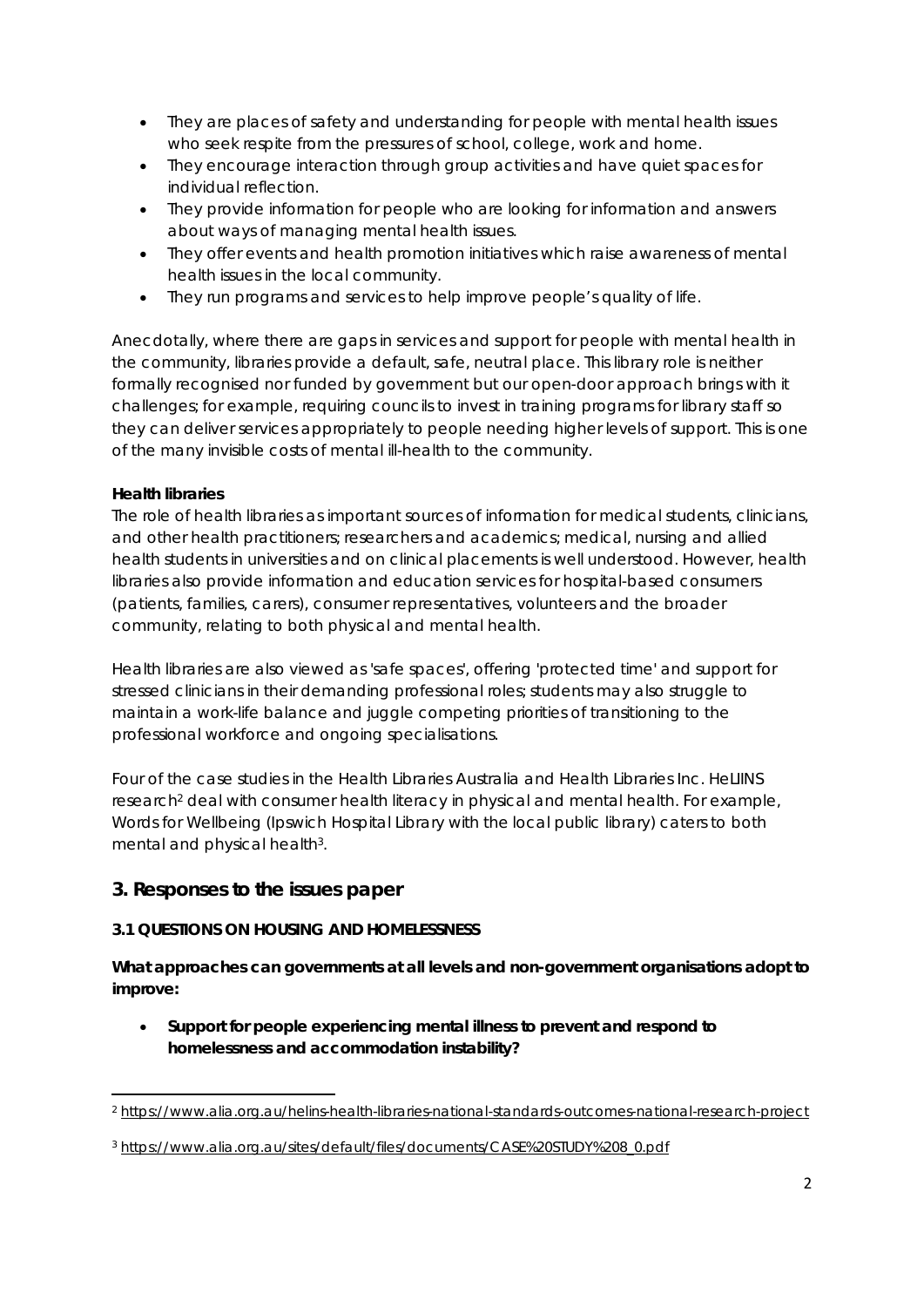- They are places of safety and understanding for people with mental health issues who seek respite from the pressures of school, college, work and home.
- They encourage interaction through group activities and have quiet spaces for individual reflection.
- They provide information for people who are looking for information and answers about ways of managing mental health issues.
- They offer events and health promotion initiatives which raise awareness of mental health issues in the local community.
- They run programs and services to help improve people's quality of life.

Anecdotally, where there are gaps in services and support for people with mental health in the community, libraries provide a default, safe, neutral place. This library role is neither formally recognised nor funded by government but our open-door approach brings with it challenges; for example, requiring councils to invest in training programs for library staff so they can deliver services appropriately to people needing higher levels of support. This is one of the many invisible costs of mental ill-health to the community.

**Health libraries**

The role of health libraries as important sources of information for medical students, clinicians, and other health practitioners; researchers and academics; medical, nursing and allied health students in universities and on clinical placements is well understood. However, health libraries also provide information and education services for hospital-based consumers (patients, families, carers), consumer representatives, volunteers and the broader community, relating to both physical and mental health.

Health libraries are also viewed as 'safe spaces', offering 'protected time' and support for stressed clinicians in their demanding professional roles; students may also struggle to maintain a work-life balance and juggle competing priorities of transitioning to the professional workforce and ongoing specialisations.

Four of the case studies in the Health Libraries Australia and Health Libraries Inc. HeLIINS research[2] deal with consumer health literacy in physical and mental health. For example, Words for Wellbeing (Ipswich Hospital Library with the local public library) caters to both mental and physical health[3].

## 3. Responses to the issues paper

### 3.1 QUESTIONS ON HOUSING AND HOMELESSNESS

**What approaches can governments at all levels and non-government organisations adopt to improve:**

- **Support for people experiencing mental illness to prevent and respond to homelessness and accommodation instability?**

---

[2] https://www.alia.org.au/helins-health-libraries-national-standards-outcomes-national-research-project

[3] https://www.alia.org.au/sites/default/files/documents/CASE%20STUDY%208_0.pdf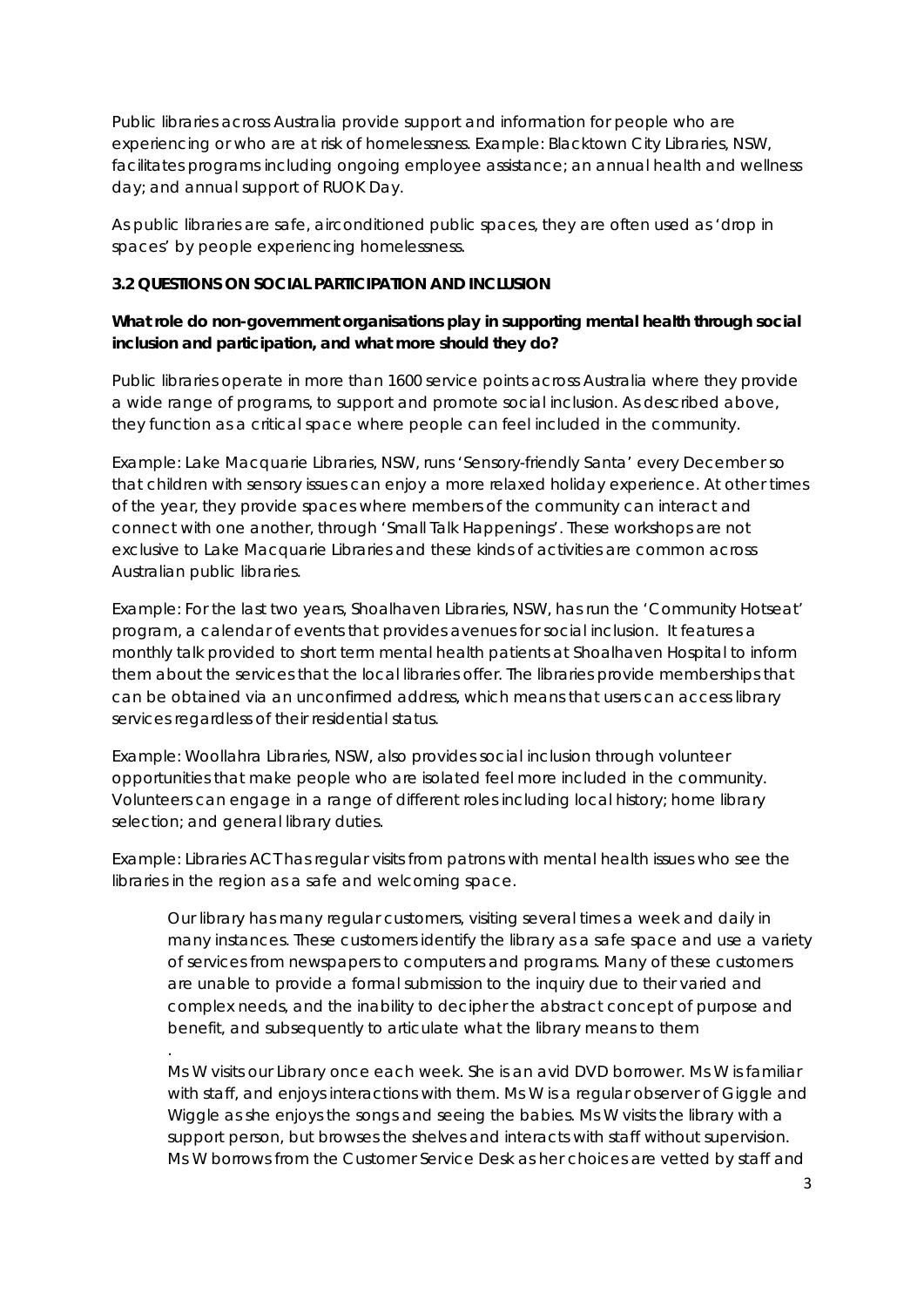Public libraries across Australia provide support and information for people who are experiencing or who are at risk of homelessness. Example: Blacktown City Libraries, NSW, facilitates programs including ongoing employee assistance; an annual health and wellness day; and annual support of RUOK Day.

As public libraries are safe, airconditioned public spaces, they are often used as 'drop in spaces' by people experiencing homelessness.

### 3.2 QUESTIONS ON SOCIAL PARTICIPATION AND INCLUSION

**What role do non-government organisations play in supporting mental health through social inclusion and participation, and what more should they do?**

Public libraries operate in more than 1600 service points across Australia where they provide a wide range of programs, to support and promote social inclusion. As described above, they function as a critical space where people can feel included in the community.

Example: Lake Macquarie Libraries, NSW, runs 'Sensory-friendly Santa' every December so that children with sensory issues can enjoy a more relaxed holiday experience. At other times of the year, they provide spaces where members of the community can interact and connect with one another, through 'Small Talk Happenings'. These workshops are not exclusive to Lake Macquarie Libraries and these kinds of activities are common across Australian public libraries.

Example: For the last two years, Shoalhaven Libraries, NSW, has run the 'Community Hotseat' program, a calendar of events that provides avenues for social inclusion. It features a monthly talk provided to short term mental health patients at Shoalhaven Hospital to inform them about the services that the local libraries offer. The libraries provide memberships that can be obtained via an unconfirmed address, which means that users can access library services regardless of their residential status.

Example: Woollahra Libraries, NSW, also provides social inclusion through volunteer opportunities that make people who are isolated feel more included in the community. Volunteers can engage in a range of different roles including local history; home library selection; and general library duties.

Example: Libraries ACT has regular visits from patrons with mental health issues who see the libraries in the region as a safe and welcoming space.

> Our library has many regular customers, visiting several times a week and daily in many instances. These customers identify the library as a safe space and use a variety of services from newspapers to computers and programs. Many of these customers are unable to provide a formal submission to the inquiry due to their varied and complex needs, and the inability to decipher the abstract concept of purpose and benefit, and subsequently to articulate what the library means to them
>
> .
>
> Ms W visits our Library once each week. She is an avid DVD borrower. Ms W is familiar with staff, and enjoys interactions with them. Ms W is a regular observer of Giggle and Wiggle as she enjoys the songs and seeing the babies. Ms W visits the library with a support person, but browses the shelves and interacts with staff without supervision. Ms W borrows from the Customer Service Desk as her choices are vetted by staff and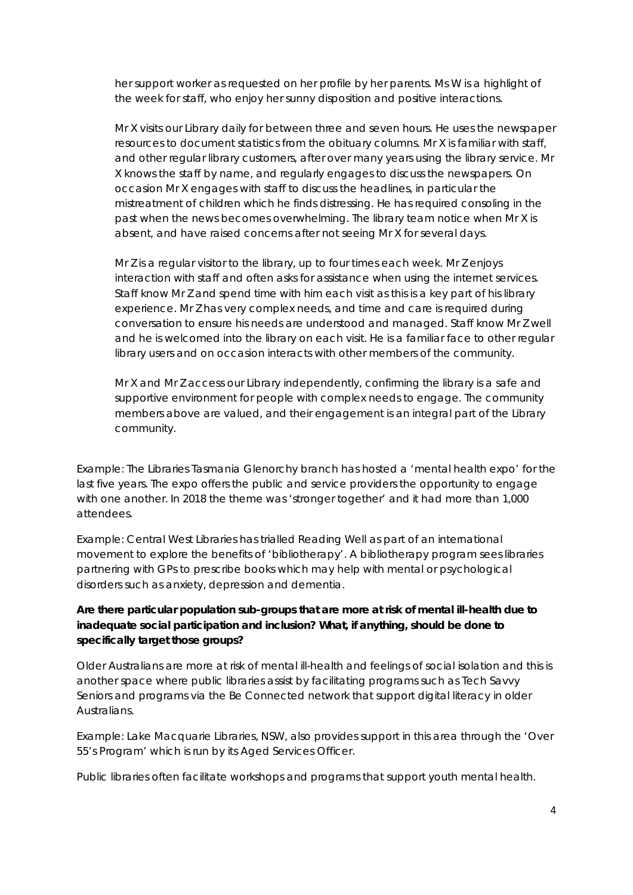her support worker as requested on her profile by her parents. Ms W is a highlight of the week for staff, who enjoy her sunny disposition and positive interactions.

Mr X visits our Library daily for between three and seven hours. He uses the newspaper resources to document statistics from the obituary columns. Mr X is familiar with staff, and other regular library customers, after over many years using the library service. Mr X knows the staff by name, and regularly engages to discuss the newspapers. On occasion Mr X engages with staff to discuss the headlines, in particular the mistreatment of children which he finds distressing. He has required consoling in the past when the news becomes overwhelming. The library team notice when Mr X is absent, and have raised concerns after not seeing Mr X for several days.

Mr Z is a regular visitor to the library, up to four times each week. Mr Z enjoys interaction with staff and often asks for assistance when using the internet services. Staff know Mr Z and spend time with him each visit as this is a key part of his library experience. Mr Z has very complex needs, and time and care is required during conversation to ensure his needs are understood and managed. Staff know Mr Z well and he is welcomed into the library on each visit. He is a familiar face to other regular library users and on occasion interacts with other members of the community.

Mr X and Mr Z access our Library independently, confirming the library is a safe and supportive environment for people with complex needs to engage. The community members above are valued, and their engagement is an integral part of the Library community.

Example: The Libraries Tasmania Glenorchy branch has hosted a 'mental health expo' for the last five years. The expo offers the public and service providers the opportunity to engage with one another. In 2018 the theme was 'stronger together' and it had more than 1,000 attendees.

Example: Central West Libraries has trialled Reading Well as part of an international movement to explore the benefits of 'bibliotherapy'. A bibliotherapy program sees libraries partnering with GPs to prescribe books which may help with mental or psychological disorders such as anxiety, depression and dementia.

**Are there particular population sub-groups that are more at risk of mental ill-health due to inadequate social participation and inclusion? What, if anything, should be done to specifically target those groups?**

Older Australians are more at risk of mental ill-health and feelings of social isolation and this is another space where public libraries assist by facilitating programs such as Tech Savvy Seniors and programs via the Be Connected network that support digital literacy in older Australians.

Example: Lake Macquarie Libraries, NSW, also provides support in this area through the 'Over 55's Program' which is run by its Aged Services Officer.

Public libraries often facilitate workshops and programs that support youth mental health.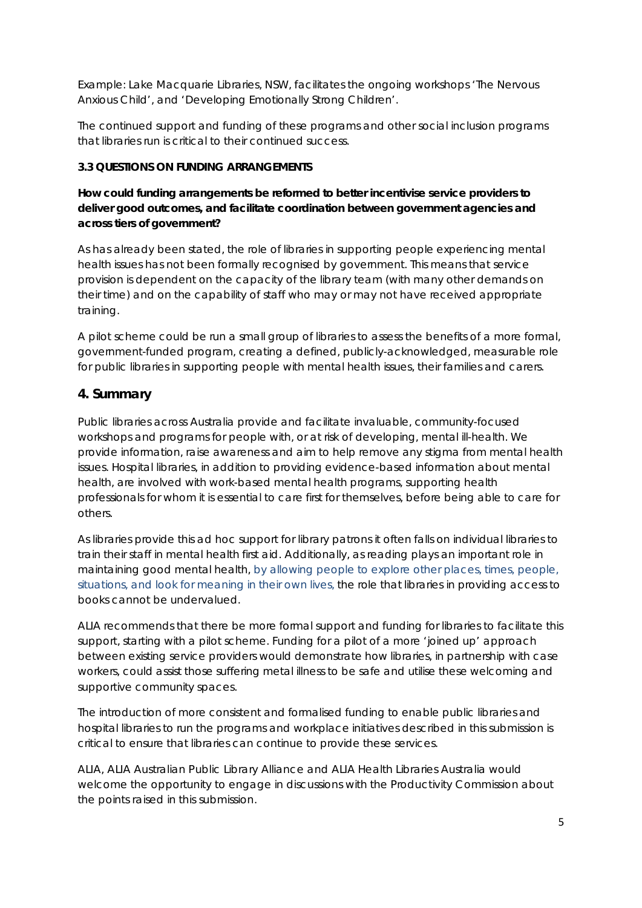Example: Lake Macquarie Libraries, NSW, facilitates the ongoing workshops 'The Nervous Anxious Child', and 'Developing Emotionally Strong Children'.

The continued support and funding of these programs and other social inclusion programs that libraries run is critical to their continued success.

### 3.3 QUESTIONS ON FUNDING ARRANGEMENTS

**How could funding arrangements be reformed to better incentivise service providers to deliver good outcomes, and facilitate coordination between government agencies and across tiers of government?**

As has already been stated, the role of libraries in supporting people experiencing mental health issues has not been formally recognised by government. This means that service provision is dependent on the capacity of the library team (with many other demands on their time) and on the capability of staff who may or may not have received appropriate training.

A pilot scheme could be run a small group of libraries to assess the benefits of a more formal, government-funded program, creating a defined, publicly-acknowledged, measurable role for public libraries in supporting people with mental health issues, their families and carers.

## 4. Summary

Public libraries across Australia provide and facilitate invaluable, community-focused workshops and programs for people with, or at risk of developing, mental ill-health. We provide information, raise awareness and aim to help remove any stigma from mental health issues. Hospital libraries, in addition to providing evidence-based information about mental health, are involved with work-based mental health programs, supporting health professionals for whom it is essential to care first for themselves, before being able to care for others.

As libraries provide this ad hoc support for library patrons it often falls on individual libraries to train their staff in mental health first aid. Additionally, as reading plays an important role in maintaining good mental health, by allowing people to explore other places, times, people, situations, and look for meaning in their own lives, the role that libraries in providing access to books cannot be undervalued.

ALIA recommends that there be more formal support and funding for libraries to facilitate this support, starting with a pilot scheme. Funding for a pilot of a more 'joined up' approach between existing service providers would demonstrate how libraries, in partnership with case workers, could assist those suffering metal illness to be safe and utilise these welcoming and supportive community spaces.

The introduction of more consistent and formalised funding to enable public libraries and hospital libraries to run the programs and workplace initiatives described in this submission is critical to ensure that libraries can continue to provide these services.

ALIA, ALIA Australian Public Library Alliance and ALIA Health Libraries Australia would welcome the opportunity to engage in discussions with the Productivity Commission about the points raised in this submission.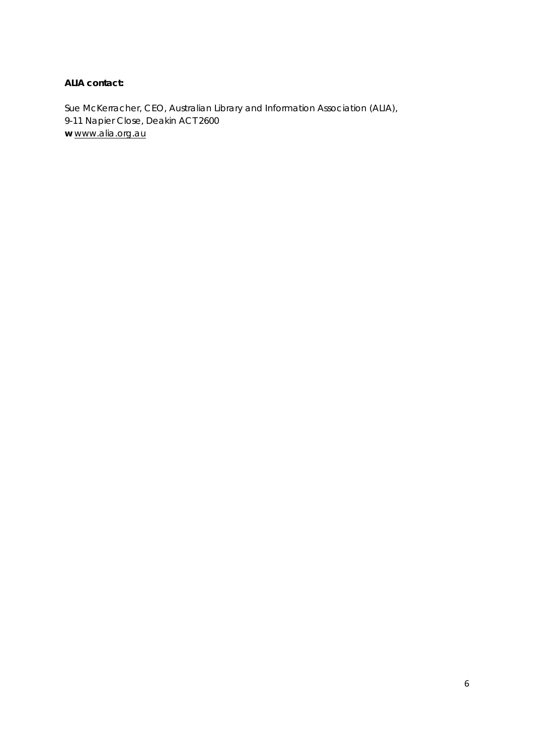**ALIA contact:**

Sue McKerracher, CEO, Australian Library and Information Association (ALIA),
9-11 Napier Close, Deakin ACT 2600
**w** www.alia.org.au